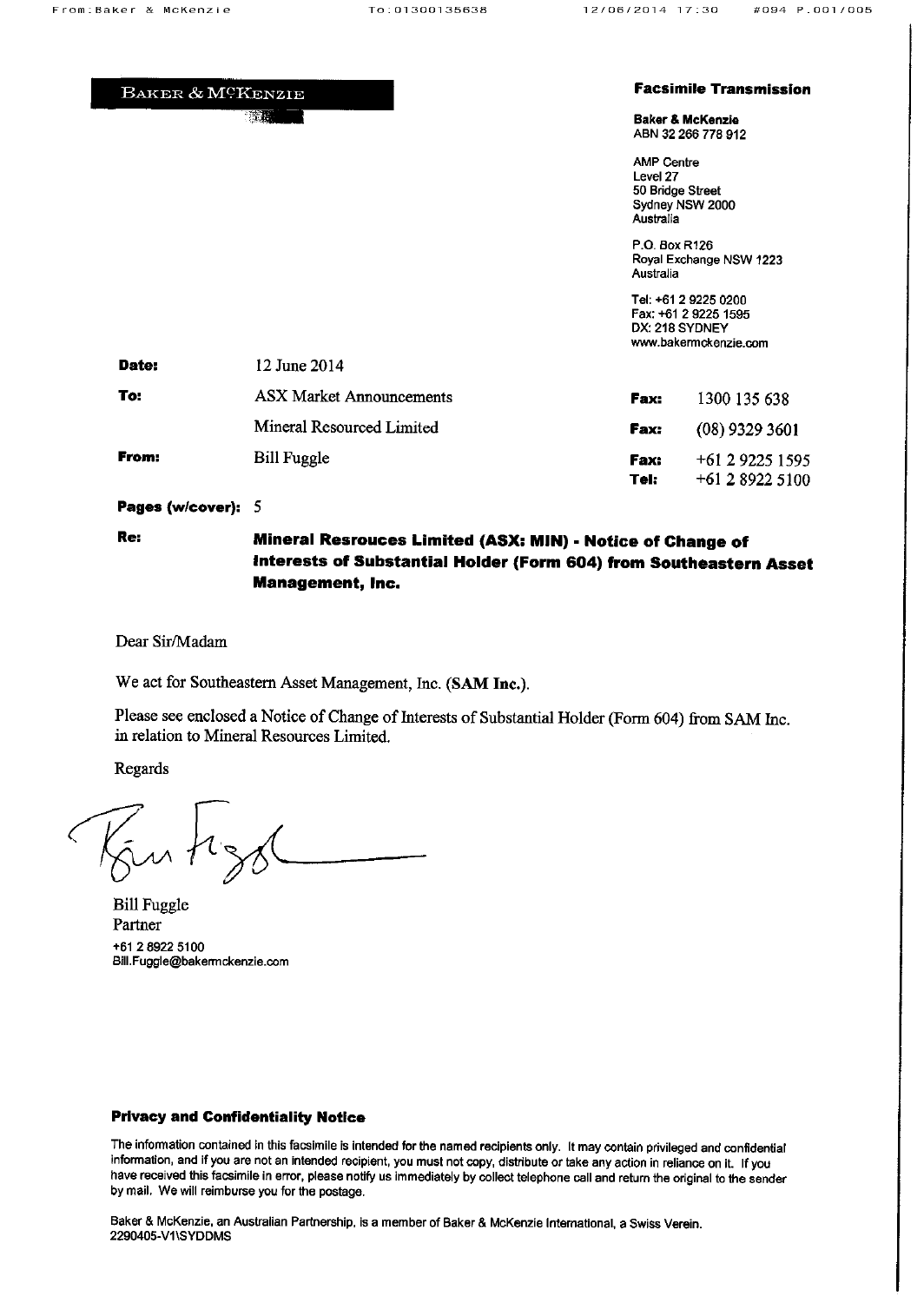**BAKER & MCKENZIE**

**Facsimile Transmission**

**Baker & McKenzie**
ABN 32 266 778 912

AMP Centre
Level 27
50 Bridge Street
Sydney NSW 2000
Australia

P.O. Box R126
Royal Exchange NSW 1223
Australia

Tel: +61 2 9225 0200
Fax: +61 2 9225 1595
DX: 218 SYDNEY
www.bakermckenzie.com

| | | | |
|---|---|---|---|
| **Date:** | 12 June 2014 | | |
| **To:** | ASX Market Announcements | **Fax:** | 1300 135 638 |
| | Mineral Resourced Limited | **Fax:** | (08) 9329 3601 |
| **From:** | Bill Fuggle | **Fax:** | +61 2 9225 1595 |
| | | **Tel:** | +61 2 8922 5100 |
| **Pages (w/cover):** | 5 | | |

**Re:** **Mineral Resrouces Limited (ASX: MIN) - Notice of Change of Interests of Substantial Holder (Form 604) from Southeastern Asset Management, Inc.**

Dear Sir/Madam

We act for Southeastern Asset Management, Inc. (**SAM Inc.**).

Please see enclosed a Notice of Change of Interests of Substantial Holder (Form 604) from SAM Inc. in relation to Mineral Resources Limited.

Regards

Bill Fuggle
Partner
+61 2 8922 5100
Bill.Fuggle@bakermckenzie.com

**Privacy and Confidentiality Notice**

The information contained in this facsimile is intended for the named recipients only. It may contain privileged and confidential information, and if you are not an intended recipient, you must not copy, distribute or take any action in reliance on it. If you have received this facsimile in error, please notify us immediately by collect telephone call and return the original to the sender by mail. We will reimburse you for the postage.

Baker & McKenzie, an Australian Partnership, is a member of Baker & McKenzie International, a Swiss Verein.
2290405-V1\SYDDMS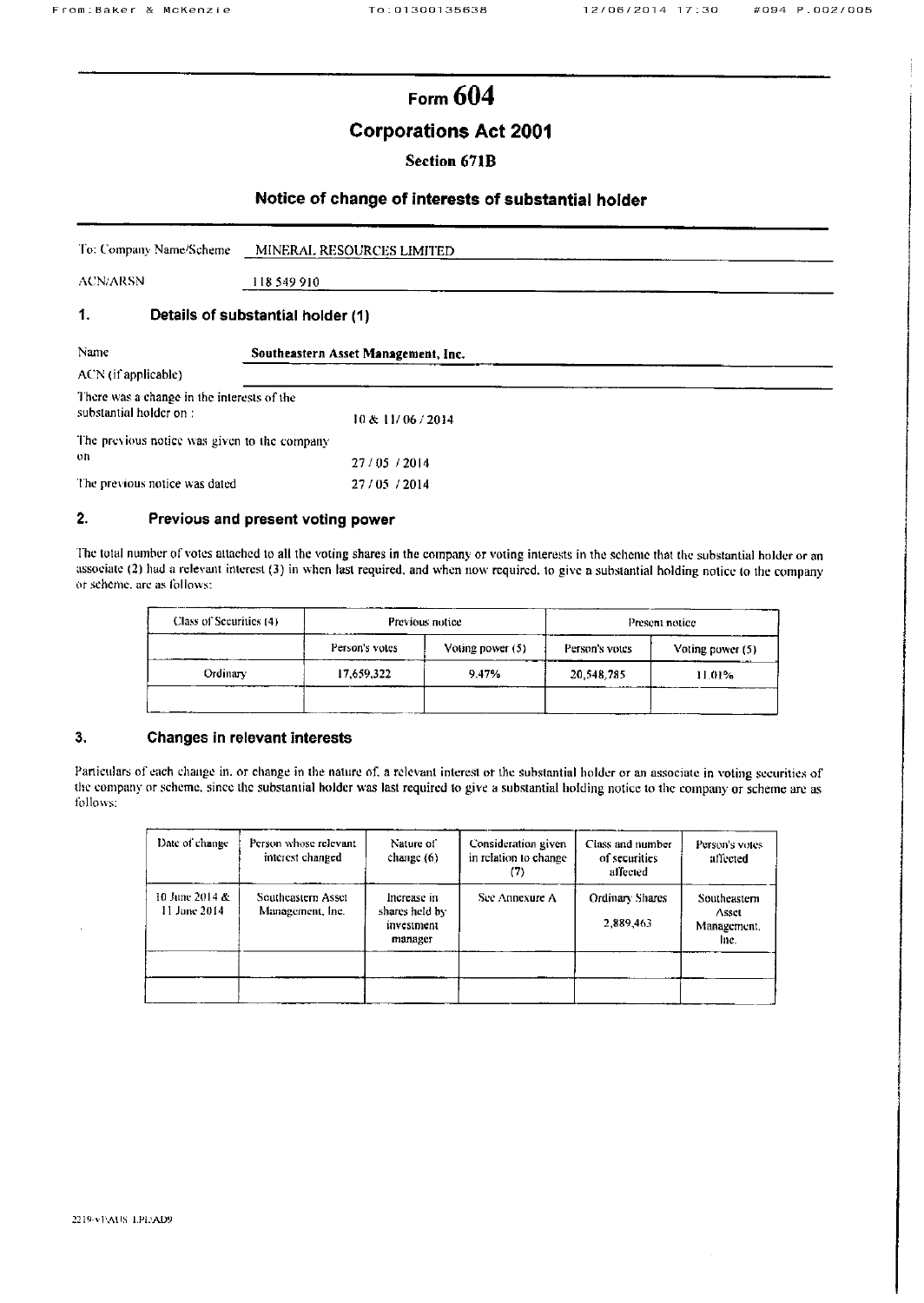# Form 604

## Corporations Act 2001

### Section 671B

## Notice of change of interests of substantial holder

To: Company Name/Scheme MINERAL RESOURCES LIMITED

ACN/ARSN 118 549 910

## 1. Details of substantial holder (1)

Name **Southeastern Asset Management, Inc.**

ACN (if applicable)

There was a change in the interests of the substantial holder on : 10 & 11/06/2014

The previous notice was given to the company on 27/05 /2014

The previous notice was dated 27/05 /2014

## 2. Previous and present voting power

The total number of votes attached to all the voting shares in the company or voting interests in the scheme that the substantial holder or an associate (2) had a relevant interest (3) in when last required, and when now required, to give a substantial holding notice to the company or scheme, are as follows:

| Class of Securities (4) | Previous notice | | Present notice | |
|---|---|---|---|---|
| | Person's votes | Voting power (5) | Person's votes | Voting power (5) |
| Ordinary | 17,659,322 | 9.47% | 20,548,785 | 11.01% |
| | | | | |

## 3. Changes in relevant interests

Particulars of each change in, or change in the nature of, a relevant interest of the substantial holder or an associate in voting securities of the company or scheme, since the substantial holder was last required to give a substantial holding notice to the company or scheme are as follows:

| Date of change | Person whose relevant interest changed | Nature of change (6) | Consideration given in relation to change (7) | Class and number of securities affected | Person's votes affected |
|---|---|---|---|---|---|
| 10 June 2014 & 11 June 2014 | Southeastern Asset Management, Inc. | Increase in shares held by investment manager | See Annexure A | Ordinary Shares 2,889,463 | Southeastern Asset Management, Inc. |
| | | | | | |
| | | | | | |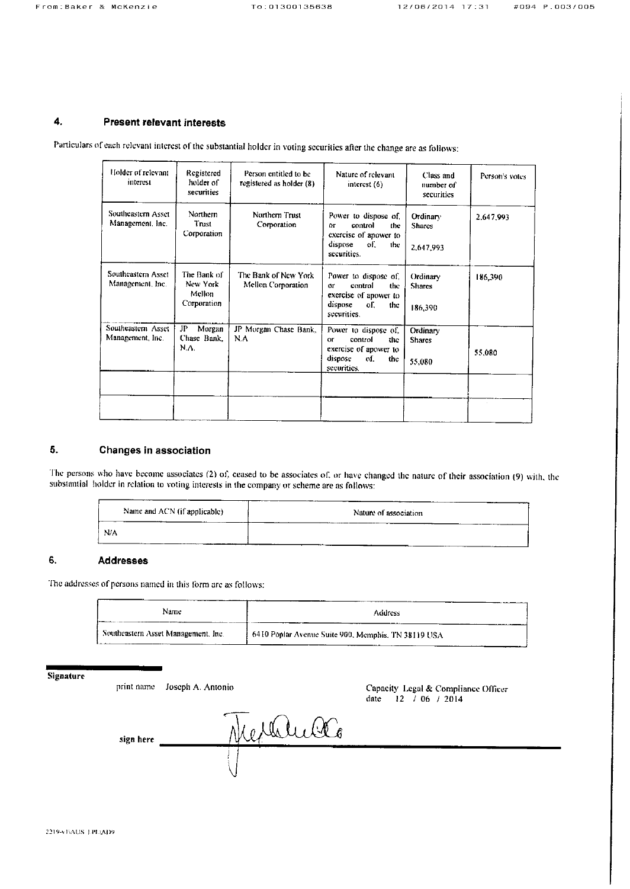## 4. Present relevant interests

Particulars of each relevant interest of the substantial holder in voting securities after the change are as follows:

| Holder of relevant interest | Registered holder of securities | Person entitled to be registered as holder (8) | Nature of relevant interest (6) | Class and number of securities | Person's votes |
|---|---|---|---|---|---|
| Southeastern Asset Management, Inc. | Northern Trust Corporation | Northern Trust Corporation | Power to dispose of, or control the exercise of apower to dispose of, the securities. | Ordinary Shares 2,647,993 | 2,647,993 |
| Southeastern Asset Management, Inc. | The Bank of New York Mellon Corporation | The Bank of New York Mellon Corporation | Power to dispose of, or control the exercise of apower to dispose of, the securities. | Ordinary Shares 186,390 | 186,390 |
| Southeastern Asset Management, Inc. | JP Morgan Chase Bank, N.A. | JP Morgan Chase Bank, N.A | Power to dispose of, or control the exercise of apower to dispose of, the securities. | Ordinary Shares 55,080 | 55,080 |
| | | | | | |
| | | | | | |

## 5. Changes in association

The persons who have become associates (2) of, ceased to be associates of, or have changed the nature of their association (9) with, the substantial holder in relation to voting interests in the company or scheme are as follows:

| Name and ACN (if applicable) | Nature of association |
|---|---|
| N/A | |

## 6. Addresses

The addresses of persons named in this form are as follows:

| Name | Address |
|---|---|
| Southeastern Asset Management, Inc. | 6410 Poplar Avenue Suite 900, Memphis, TN 38119 USA |

**Signature**

print name Joseph A. Antonio

Capacity Legal & Compliance Officer

date 12 / 06 / 2014

sign here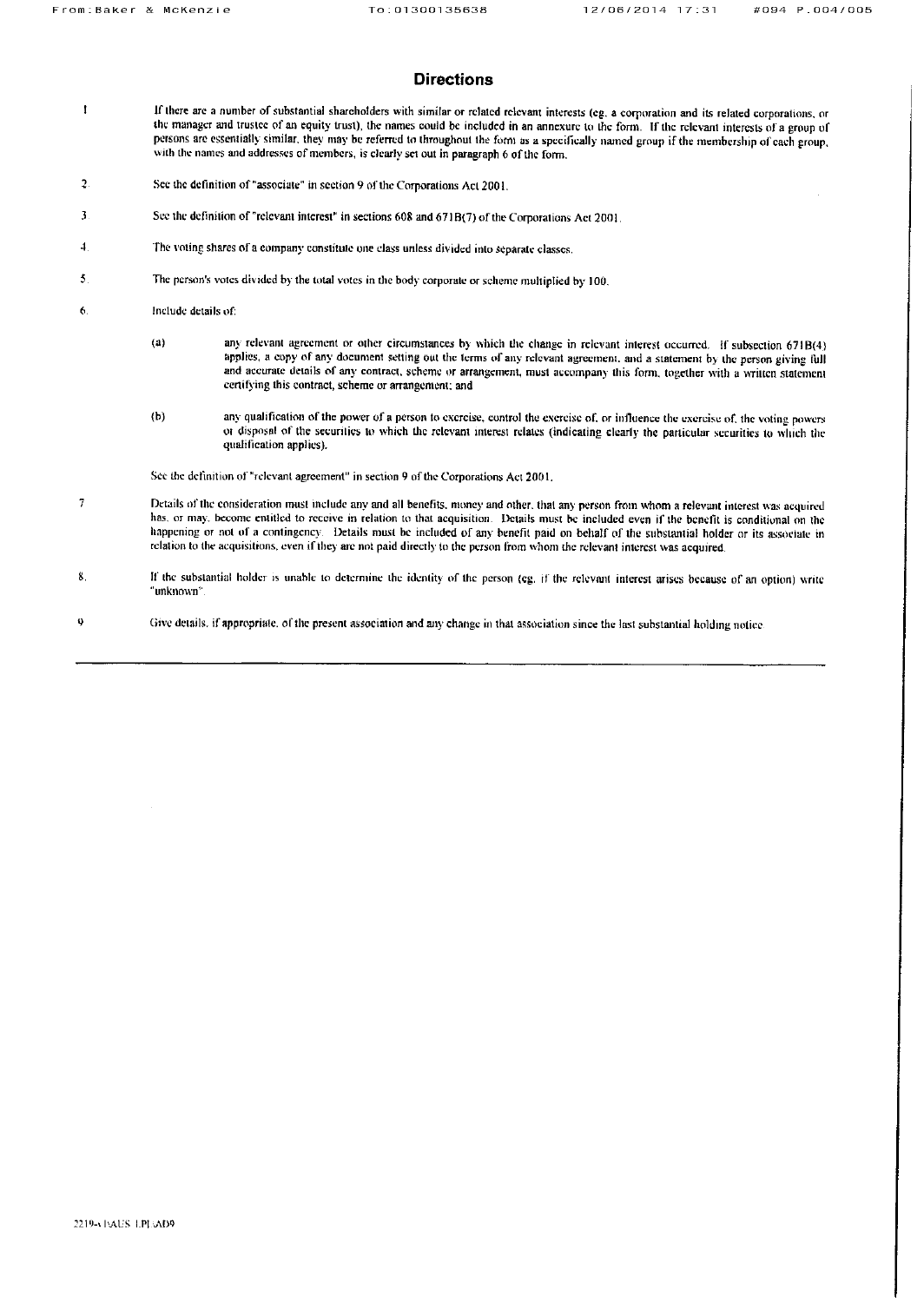# Directions

1. If there are a number of substantial shareholders with similar or related relevant interests (eg. a corporation and its related corporations, or the manager and trustee of an equity trust), the names could be included in an annexure to the form. If the relevant interests of a group of persons are essentially similar, they may be referred to throughout the form as a specifically named group if the membership of each group, with the names and addresses of members, is clearly set out in paragraph 6 of the form.

2. See the definition of "associate" in section 9 of the Corporations Act 2001.

3. See the definition of "relevant interest" in sections 608 and 671B(7) of the Corporations Act 2001.

4. The voting shares of a company constitute one class unless divided into separate classes.

5. The person's votes divided by the total votes in the body corporate or scheme multiplied by 100.

6. Include details of:

   (a) any relevant agreement or other circumstances by which the change in relevant interest occurred. If subsection 671B(4) applies, a copy of any document setting out the terms of any relevant agreement, and a statement by the person giving full and accurate details of any contract, scheme or arrangement, must accompany this form, together with a written statement certifying this contract, scheme or arrangement; and

   (b) any qualification of the power of a person to exercise, control the exercise of, or influence the exercise of, the voting powers or disposal of the securities to which the relevant interest relates (indicating clearly the particular securities to which the qualification applies).

   See the definition of "relevant agreement" in section 9 of the Corporations Act 2001.

7. Details of the consideration must include any and all benefits, money and other, that any person from whom a relevant interest was acquired has, or may, become entitled to receive in relation to that acquisition. Details must be included even if the benefit is conditional on the happening or not of a contingency. Details must be included of any benefit paid on behalf of the substantial holder or its associate in relation to the acquisitions, even if they are not paid directly to the person from whom the relevant interest was acquired.

8. If the substantial holder is unable to determine the identity of the person (eg. if the relevant interest arises because of an option) write "unknown".

9. Give details, if appropriate, of the present association and any change in that association since the last substantial holding notice.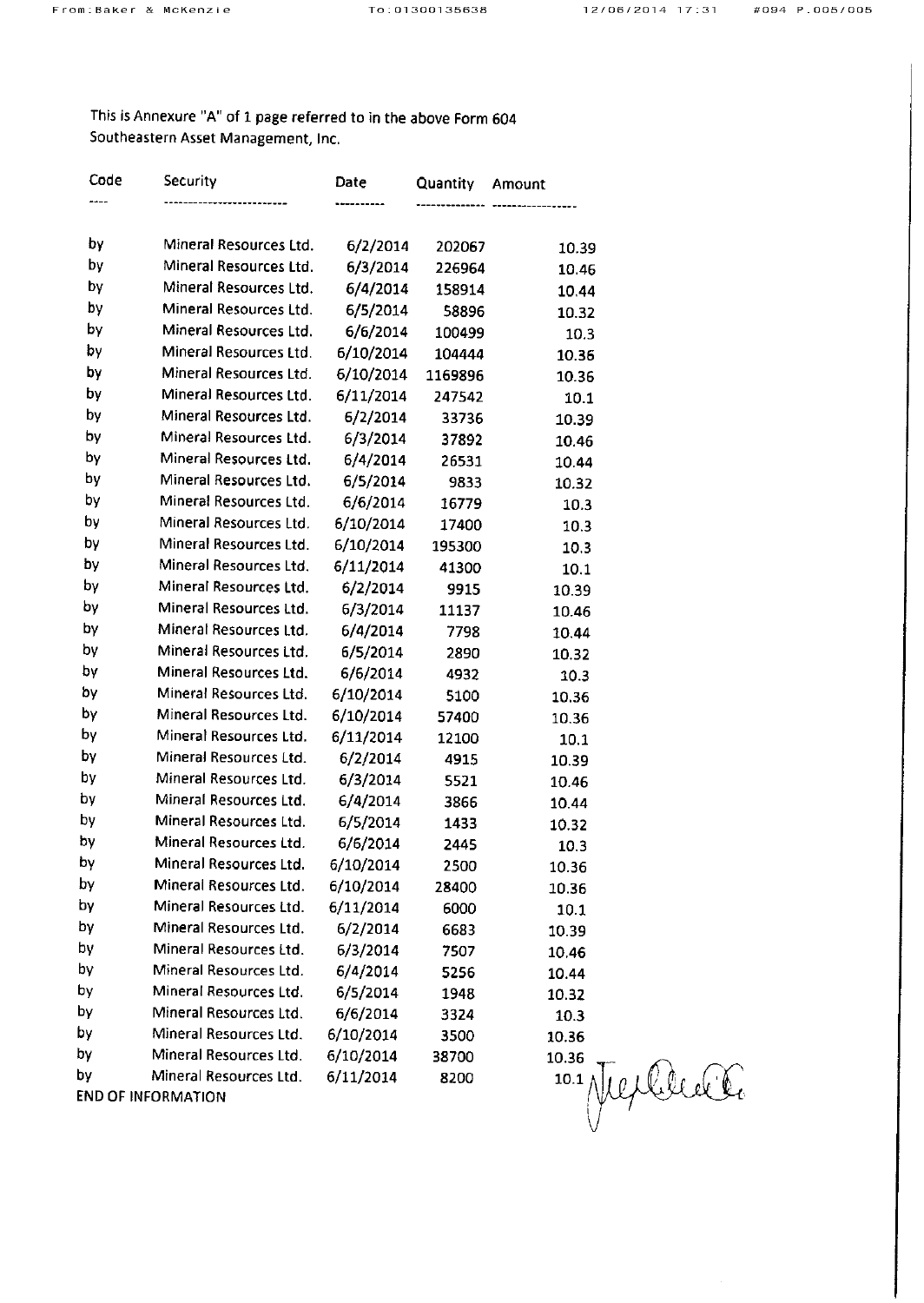This is Annexure "A" of 1 page referred to in the above Form 604
Southeastern Asset Management, Inc.

| Code | Security | Date | Quantity | Amount |
| --- | --- | --- | --- | --- |
| by | Mineral Resources Ltd. | 6/2/2014 | 202067 | 10.39 |
| by | Mineral Resources Ltd. | 6/3/2014 | 226964 | 10.46 |
| by | Mineral Resources Ltd. | 6/4/2014 | 158914 | 10.44 |
| by | Mineral Resources Ltd. | 6/5/2014 | 58896 | 10.32 |
| by | Mineral Resources Ltd. | 6/6/2014 | 100499 | 10.3 |
| by | Mineral Resources Ltd. | 6/10/2014 | 104444 | 10.36 |
| by | Mineral Resources Ltd. | 6/10/2014 | 1169896 | 10.36 |
| by | Mineral Resources Ltd. | 6/11/2014 | 247542 | 10.1 |
| by | Mineral Resources Ltd. | 6/2/2014 | 33736 | 10.39 |
| by | Mineral Resources Ltd. | 6/3/2014 | 37892 | 10.46 |
| by | Mineral Resources Ltd. | 6/4/2014 | 26531 | 10.44 |
| by | Mineral Resources Ltd. | 6/5/2014 | 9833 | 10.32 |
| by | Mineral Resources Ltd. | 6/6/2014 | 16779 | 10.3 |
| by | Mineral Resources Ltd. | 6/10/2014 | 17400 | 10.3 |
| by | Mineral Resources Ltd. | 6/10/2014 | 195300 | 10.3 |
| by | Mineral Resources Ltd. | 6/11/2014 | 41300 | 10.1 |
| by | Mineral Resources Ltd. | 6/2/2014 | 9915 | 10.39 |
| by | Mineral Resources Ltd. | 6/3/2014 | 11137 | 10.46 |
| by | Mineral Resources Ltd. | 6/4/2014 | 7798 | 10.44 |
| by | Mineral Resources Ltd. | 6/5/2014 | 2890 | 10.32 |
| by | Mineral Resources Ltd. | 6/6/2014 | 4932 | 10.3 |
| by | Mineral Resources Ltd. | 6/10/2014 | 5100 | 10.36 |
| by | Mineral Resources Ltd. | 6/10/2014 | 57400 | 10.36 |
| by | Mineral Resources Ltd. | 6/11/2014 | 12100 | 10.1 |
| by | Mineral Resources Ltd. | 6/2/2014 | 4915 | 10.39 |
| by | Mineral Resources Ltd. | 6/3/2014 | 5521 | 10.46 |
| by | Mineral Resources Ltd. | 6/4/2014 | 3866 | 10.44 |
| by | Mineral Resources Ltd. | 6/5/2014 | 1433 | 10.32 |
| by | Mineral Resources Ltd. | 6/6/2014 | 2445 | 10.3 |
| by | Mineral Resources Ltd. | 6/10/2014 | 2500 | 10.36 |
| by | Mineral Resources Ltd. | 6/10/2014 | 28400 | 10.36 |
| by | Mineral Resources Ltd. | 6/11/2014 | 6000 | 10.1 |
| by | Mineral Resources Ltd. | 6/2/2014 | 6683 | 10.39 |
| by | Mineral Resources Ltd. | 6/3/2014 | 7507 | 10.46 |
| by | Mineral Resources Ltd. | 6/4/2014 | 5256 | 10.44 |
| by | Mineral Resources Ltd. | 6/5/2014 | 1948 | 10.32 |
| by | Mineral Resources Ltd. | 6/6/2014 | 3324 | 10.3 |
| by | Mineral Resources Ltd. | 6/10/2014 | 3500 | 10.36 |
| by | Mineral Resources Ltd. | 6/10/2014 | 38700 | 10.36 |
| by | Mineral Resources Ltd. | 6/11/2014 | 8200 | 10.1 |

END OF INFORMATION